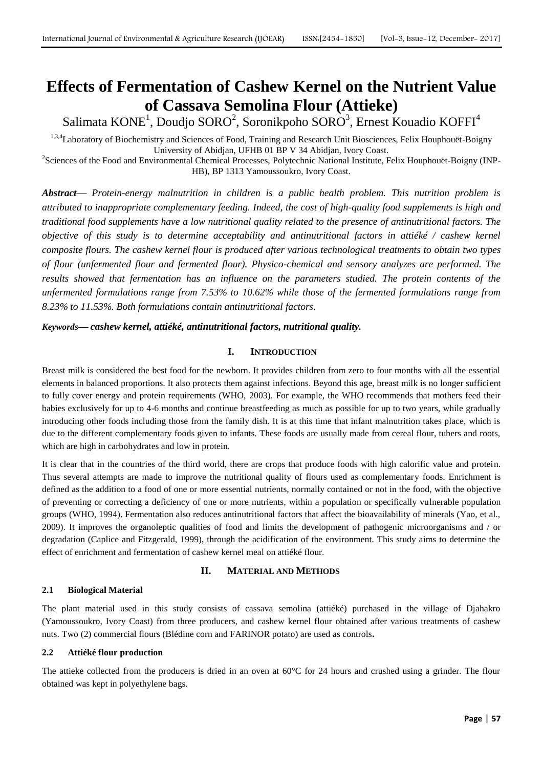# Effects of Fermentation of Cashew Kernel on the Nutrient Value of Cassava Semolina Flour (Attieke)

Salimata KONE[1], Doudjo SORO[2], Soronikpoho SORO[3], Ernest Kouadio KOFFI[4]

[1,3,4]Laboratory of Biochemistry and Sciences of Food, Training and Research Unit Biosciences, Felix Houphouët-Boigny University of Abidjan, UFHB 01 BP V 34 Abidjan, Ivory Coast.

[2]Sciences of the Food and Environmental Chemical Processes, Polytechnic National Institute, Felix Houphouët-Boigny (INP-HB), BP 1313 Yamoussoukro, Ivory Coast.

***Abstract*—** *Protein-energy malnutrition in children is a public health problem. This nutrition problem is attributed to inappropriate complementary feeding. Indeed, the cost of high-quality food supplements is high and traditional food supplements have a low nutritional quality related to the presence of antinutritional factors. The objective of this study is to determine acceptability and antinutritional factors in attiéké / cashew kernel composite flours. The cashew kernel flour is produced after various technological treatments to obtain two types of flour (unfermented flour and fermented flour). Physico-chemical and sensory analyzes are performed. The results showed that fermentation has an influence on the parameters studied. The protein contents of the unfermented formulations range from 7.53% to 10.62% while those of the fermented formulations range from 8.23% to 11.53%. Both formulations contain antinutritional factors.*

***Keywords*— *cashew kernel, attiéké, antinutritional factors, nutritional quality.***

## I. INTRODUCTION

Breast milk is considered the best food for the newborn. It provides children from zero to four months with all the essential elements in balanced proportions. It also protects them against infections. Beyond this age, breast milk is no longer sufficient to fully cover energy and protein requirements (WHO, 2003). For example, the WHO recommends that mothers feed their babies exclusively for up to 4-6 months and continue breastfeeding as much as possible for up to two years, while gradually introducing other foods including those from the family dish. It is at this time that infant malnutrition takes place, which is due to the different complementary foods given to infants. These foods are usually made from cereal flour, tubers and roots, which are high in carbohydrates and low in protein.

It is clear that in the countries of the third world, there are crops that produce foods with high calorific value and protein. Thus several attempts are made to improve the nutritional quality of flours used as complementary foods. Enrichment is defined as the addition to a food of one or more essential nutrients, normally contained or not in the food, with the objective of preventing or correcting a deficiency of one or more nutrients, within a population or specifically vulnerable population groups (WHO, 1994). Fermentation also reduces antinutritional factors that affect the bioavailability of minerals (Yao, et al., 2009). It improves the organoleptic qualities of food and limits the development of pathogenic microorganisms and / or degradation (Caplice and Fitzgerald, 1999), through the acidification of the environment. This study aims to determine the effect of enrichment and fermentation of cashew kernel meal on attiéké flour.

## II. MATERIAL AND METHODS

### 2.1 Biological Material

The plant material used in this study consists of cassava semolina (attiéké) purchased in the village of Djahakro (Yamoussoukro, Ivory Coast) from three producers, and cashew kernel flour obtained after various treatments of cashew nuts. Two (2) commercial flours (Blédine corn and FARINOR potato) are used as controls**.**

### 2.2 Attiéké flour production

The attieke collected from the producers is dried in an oven at 60°C for 24 hours and crushed using a grinder. The flour obtained was kept in polyethylene bags.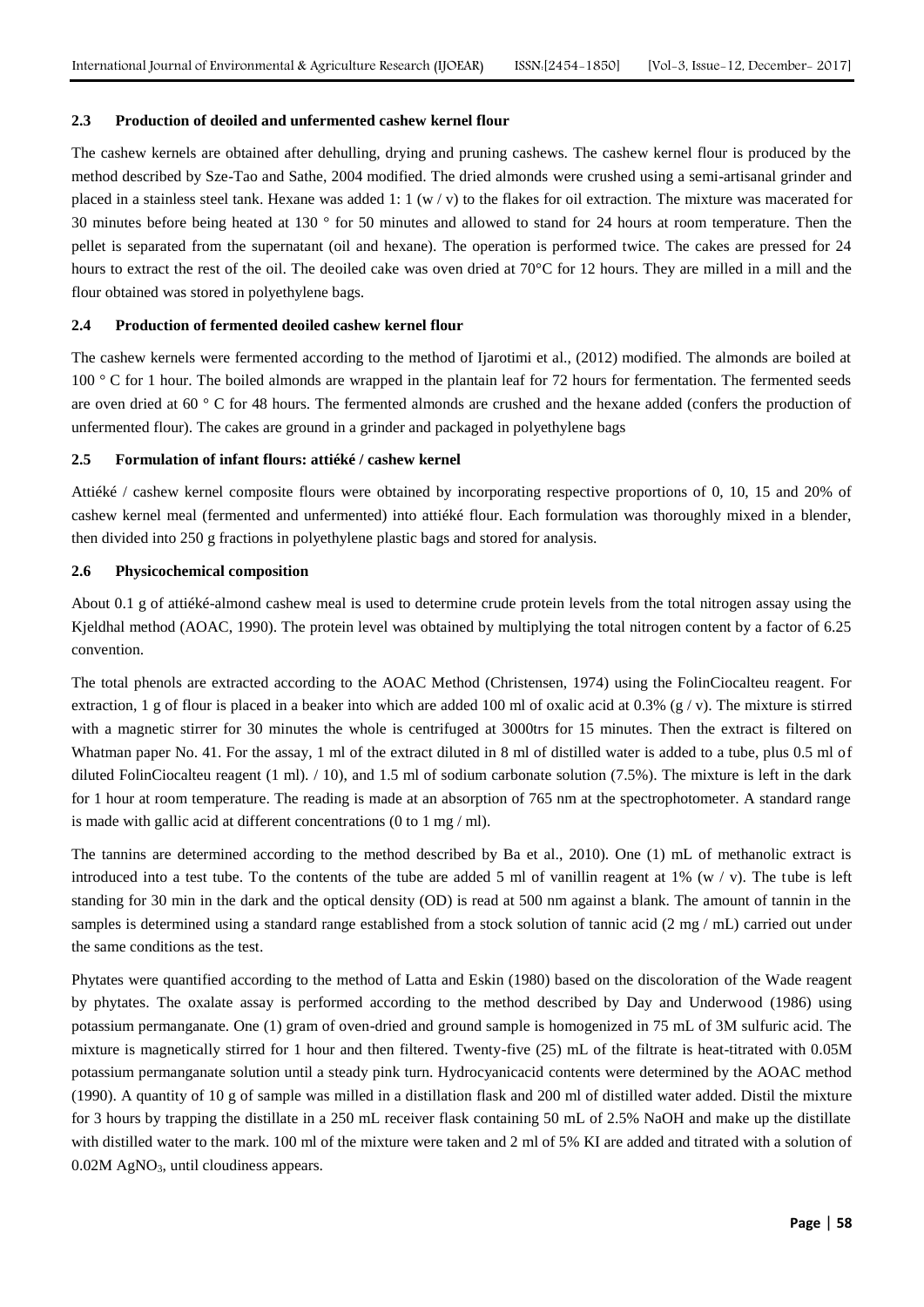### 2.3 Production of deoiled and unfermented cashew kernel flour

The cashew kernels are obtained after dehulling, drying and pruning cashews. The cashew kernel flour is produced by the method described by Sze-Tao and Sathe, 2004 modified. The dried almonds were crushed using a semi-artisanal grinder and placed in a stainless steel tank. Hexane was added 1: 1 (w / v) to the flakes for oil extraction. The mixture was macerated for 30 minutes before being heated at 130 ° for 50 minutes and allowed to stand for 24 hours at room temperature. Then the pellet is separated from the supernatant (oil and hexane). The operation is performed twice. The cakes are pressed for 24 hours to extract the rest of the oil. The deoiled cake was oven dried at 70°C for 12 hours. They are milled in a mill and the flour obtained was stored in polyethylene bags.

### 2.4 Production of fermented deoiled cashew kernel flour

The cashew kernels were fermented according to the method of Ijarotimi et al., (2012) modified. The almonds are boiled at 100 ° C for 1 hour. The boiled almonds are wrapped in the plantain leaf for 72 hours for fermentation. The fermented seeds are oven dried at 60 ° C for 48 hours. The fermented almonds are crushed and the hexane added (confers the production of unfermented flour). The cakes are ground in a grinder and packaged in polyethylene bags

### 2.5 Formulation of infant flours: attiéké / cashew kernel

Attiéké / cashew kernel composite flours were obtained by incorporating respective proportions of 0, 10, 15 and 20% of cashew kernel meal (fermented and unfermented) into attiéké flour. Each formulation was thoroughly mixed in a blender, then divided into 250 g fractions in polyethylene plastic bags and stored for analysis.

### 2.6 Physicochemical composition

About 0.1 g of attiéké-almond cashew meal is used to determine crude protein levels from the total nitrogen assay using the Kjeldhal method (AOAC, 1990). The protein level was obtained by multiplying the total nitrogen content by a factor of 6.25 convention.

The total phenols are extracted according to the AOAC Method (Christensen, 1974) using the FolinCiocalteu reagent. For extraction, 1 g of flour is placed in a beaker into which are added 100 ml of oxalic acid at 0.3% (g / v). The mixture is stirred with a magnetic stirrer for 30 minutes the whole is centrifuged at 3000trs for 15 minutes. Then the extract is filtered on Whatman paper No. 41. For the assay, 1 ml of the extract diluted in 8 ml of distilled water is added to a tube, plus 0.5 ml of diluted FolinCiocalteu reagent (1 ml). / 10), and 1.5 ml of sodium carbonate solution (7.5%). The mixture is left in the dark for 1 hour at room temperature. The reading is made at an absorption of 765 nm at the spectrophotometer. A standard range is made with gallic acid at different concentrations (0 to 1 mg / ml).

The tannins are determined according to the method described by Ba et al., 2010). One (1) mL of methanolic extract is introduced into a test tube. To the contents of the tube are added 5 ml of vanillin reagent at 1% (w / v). The tube is left standing for 30 min in the dark and the optical density (OD) is read at 500 nm against a blank. The amount of tannin in the samples is determined using a standard range established from a stock solution of tannic acid (2 mg / mL) carried out under the same conditions as the test.

Phytates were quantified according to the method of Latta and Eskin (1980) based on the discoloration of the Wade reagent by phytates. The oxalate assay is performed according to the method described by Day and Underwood (1986) using potassium permanganate. One (1) gram of oven-dried and ground sample is homogenized in 75 mL of 3M sulfuric acid. The mixture is magnetically stirred for 1 hour and then filtered. Twenty-five (25) mL of the filtrate is heat-titrated with 0.05M potassium permanganate solution until a steady pink turn. Hydrocyanicacid contents were determined by the AOAC method (1990). A quantity of 10 g of sample was milled in a distillation flask and 200 ml of distilled water added. Distil the mixture for 3 hours by trapping the distillate in a 250 mL receiver flask containing 50 mL of 2.5% NaOH and make up the distillate with distilled water to the mark. 100 ml of the mixture were taken and 2 ml of 5% KI are added and titrated with a solution of 0.02M $AgNO_3$, until cloudiness appears.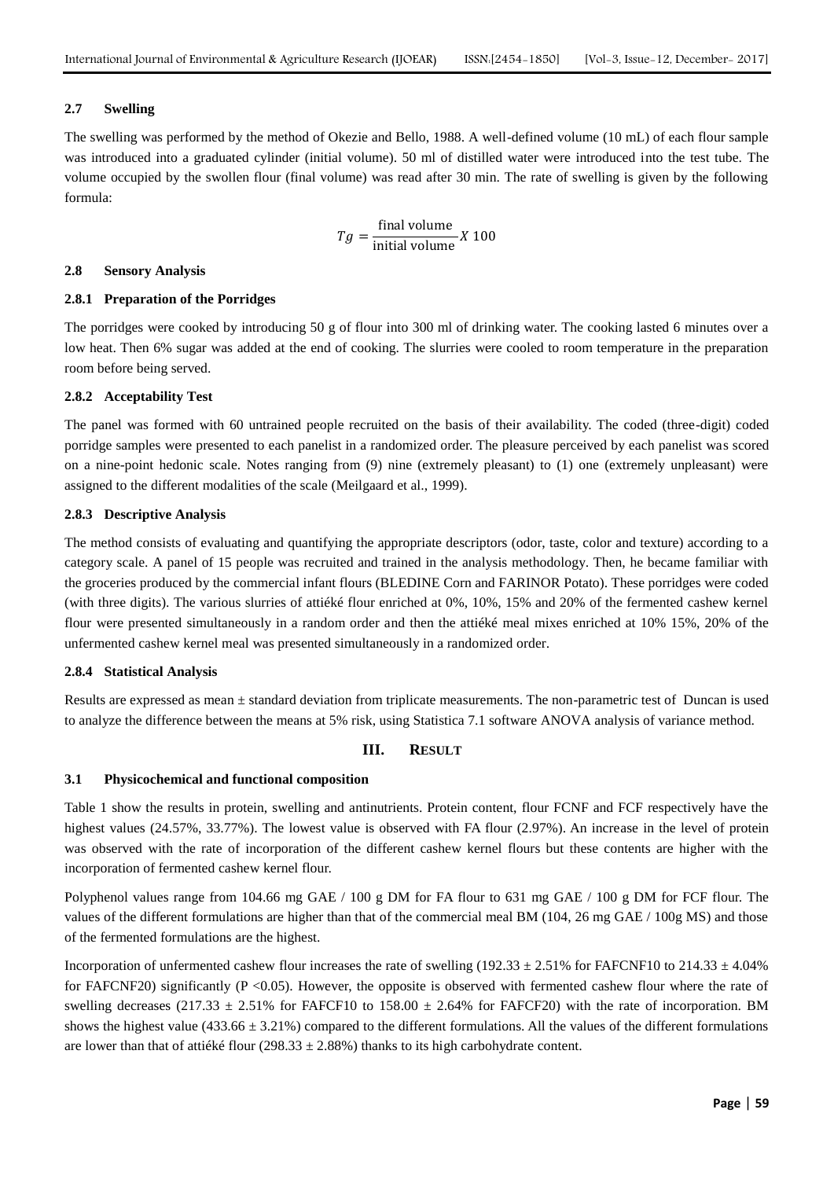### 2.7 Swelling

The swelling was performed by the method of Okezie and Bello, 1988. A well-defined volume (10 mL) of each flour sample was introduced into a graduated cylinder (initial volume). 50 ml of distilled water were introduced into the test tube. The volume occupied by the swollen flour (final volume) was read after 30 min. The rate of swelling is given by the following formula:

$$Tg = \frac{\text{final volume}}{\text{initial volume}} X\ 100$$

### 2.8 Sensory Analysis

#### 2.8.1 Preparation of the Porridges

The porridges were cooked by introducing 50 g of flour into 300 ml of drinking water. The cooking lasted 6 minutes over a low heat. Then 6% sugar was added at the end of cooking. The slurries were cooled to room temperature in the preparation room before being served.

#### 2.8.2 Acceptability Test

The panel was formed with 60 untrained people recruited on the basis of their availability. The coded (three-digit) coded porridge samples were presented to each panelist in a randomized order. The pleasure perceived by each panelist was scored on a nine-point hedonic scale. Notes ranging from (9) nine (extremely pleasant) to (1) one (extremely unpleasant) were assigned to the different modalities of the scale (Meilgaard et al., 1999).

#### 2.8.3 Descriptive Analysis

The method consists of evaluating and quantifying the appropriate descriptors (odor, taste, color and texture) according to a category scale. A panel of 15 people was recruited and trained in the analysis methodology. Then, he became familiar with the groceries produced by the commercial infant flours (BLEDINE Corn and FARINOR Potato). These porridges were coded (with three digits). The various slurries of attiéké flour enriched at 0%, 10%, 15% and 20% of the fermented cashew kernel flour were presented simultaneously in a random order and then the attiéké meal mixes enriched at 10% 15%, 20% of the unfermented cashew kernel meal was presented simultaneously in a randomized order.

#### 2.8.4 Statistical Analysis

Results are expressed as mean ± standard deviation from triplicate measurements. The non-parametric test of Duncan is used to analyze the difference between the means at 5% risk, using Statistica 7.1 software ANOVA analysis of variance method.

## III. Result

### 3.1 Physicochemical and functional composition

Table 1 show the results in protein, swelling and antinutrients. Protein content, flour FCNF and FCF respectively have the highest values (24.57%, 33.77%). The lowest value is observed with FA flour (2.97%). An increase in the level of protein was observed with the rate of incorporation of the different cashew kernel flours but these contents are higher with the incorporation of fermented cashew kernel flour.

Polyphenol values range from 104.66 mg GAE / 100 g DM for FA flour to 631 mg GAE / 100 g DM for FCF flour. The values of the different formulations are higher than that of the commercial meal BM (104, 26 mg GAE / 100g MS) and those of the fermented formulations are the highest.

Incorporation of unfermented cashew flour increases the rate of swelling (192.33 ± 2.51% for FAFCNF10 to 214.33 ± 4.04% for FAFCNF20) significantly ($P < 0.05$). However, the opposite is observed with fermented cashew flour where the rate of swelling decreases (217.33 ± 2.51% for FAFCF10 to 158.00 ± 2.64% for FAFCF20) with the rate of incorporation. BM shows the highest value (433.66 ± 3.21%) compared to the different formulations. All the values of the different formulations are lower than that of attiéké flour (298.33 ± 2.88%) thanks to its high carbohydrate content.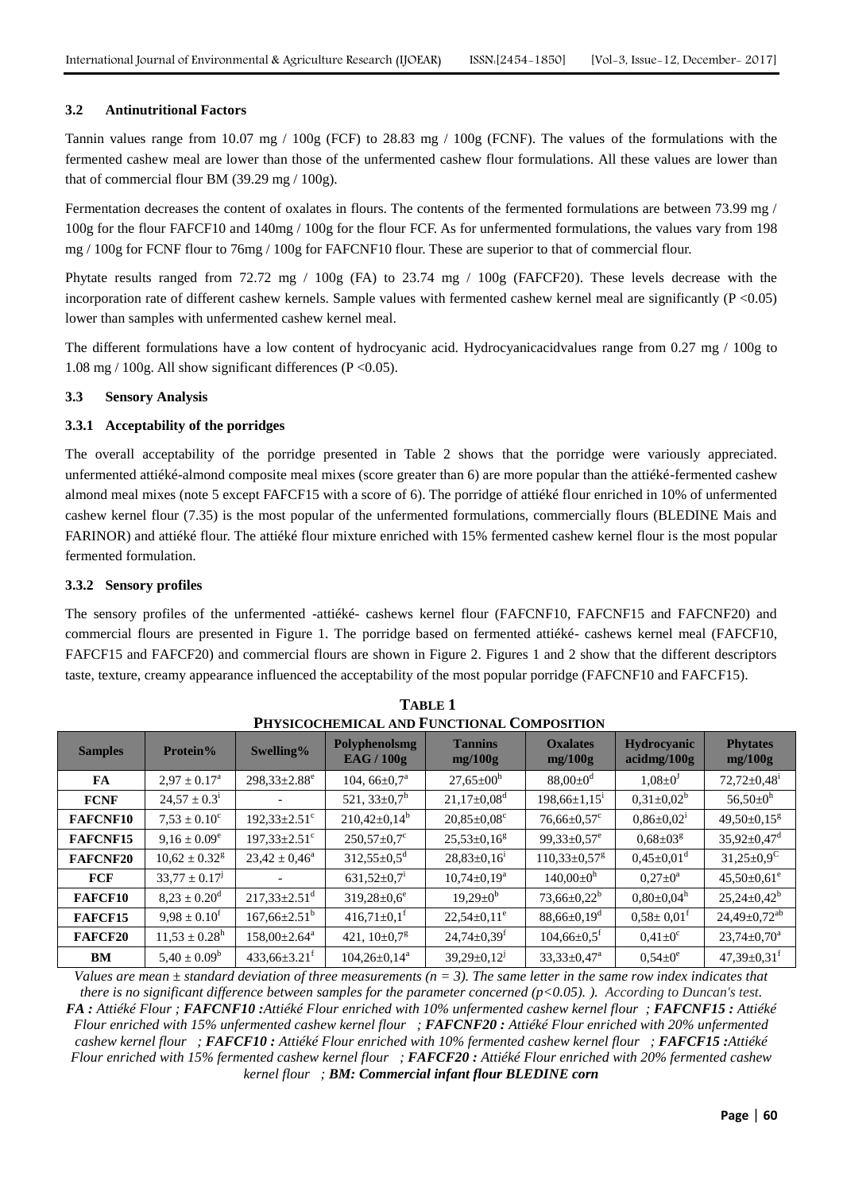### 3.2 Antinutritional Factors

Tannin values range from 10.07 mg / 100g (FCF) to 28.83 mg / 100g (FCNF). The values of the formulations with the fermented cashew meal are lower than those of the unfermented cashew flour formulations. All these values are lower than that of commercial flour BM (39.29 mg / 100g).

Fermentation decreases the content of oxalates in flours. The contents of the fermented formulations are between 73.99 mg / 100g for the flour FAFCF10 and 140mg / 100g for the flour FCF. As for unfermented formulations, the values vary from 198 mg / 100g for FCNF flour to 76mg / 100g for FAFCNF10 flour. These are superior to that of commercial flour.

Phytate results ranged from 72.72 mg / 100g (FA) to 23.74 mg / 100g (FAFCF20). These levels decrease with the incorporation rate of different cashew kernels. Sample values with fermented cashew kernel meal are significantly ($P < 0.05$) lower than samples with unfermented cashew kernel meal.

The different formulations have a low content of hydrocyanic acid. Hydrocyanicacidvalues range from 0.27 mg / 100g to 1.08 mg / 100g. All show significant differences ($P < 0.05$).

### 3.3 Sensory Analysis

#### 3.3.1 Acceptability of the porridges

The overall acceptability of the porridge presented in Table 2 shows that the porridge were variously appreciated. unfermented attiéké-almond composite meal mixes (score greater than 6) are more popular than the attiéké-fermented cashew almond meal mixes (note 5 except FAFCF15 with a score of 6). The porridge of attiéké flour enriched in 10% of unfermented cashew kernel flour (7.35) is the most popular of the unfermented formulations, commercially flours (BLEDINE Mais and FARINOR) and attiéké flour. The attiéké flour mixture enriched with 15% fermented cashew kernel flour is the most popular fermented formulation.

#### 3.3.2 Sensory profiles

The sensory profiles of the unfermented -attiéké- cashews kernel flour (FAFCNF10, FAFCNF15 and FAFCNF20) and commercial flours are presented in Figure 1. The porridge based on fermented attiéké- cashews kernel meal (FAFCF10, FAFCF15 and FAFCF20) and commercial flours are shown in Figure 2. Figures 1 and 2 show that the different descriptors taste, texture, creamy appearance influenced the acceptability of the most popular porridge (FAFCNF10 and FAFCF15).

**TABLE 1**
**PHYSICOCHEMICAL AND FUNCTIONAL COMPOSITION**

| Samples | Protein% | Swelling% | Polyphenolsmg EAG / 100g | Tannins mg/100g | Oxalates mg/100g | Hydrocyanic acidmg/100g | Phytates mg/100g |
|---|---|---|---|---|---|---|---|
| FA | $2,97 \pm 0.17^a$ | $298,33 \pm 2.88^e$ | $104,66 \pm 0,7^a$ | $27,65 \pm 00^h$ | $88,00 \pm 0^d$ | $1,08 \pm 0^j$ | $72,72 \pm 0,48^i$ |
| FCNF | $24,57 \pm 0.3^i$ | - | $521,33 \pm 0,7^h$ | $21,17 \pm 0,08^d$ | $198,66 \pm 1,15^i$ | $0,31 \pm 0,02^b$ | $56,50 \pm 0^h$ |
| FAFCNF10 | $7,53 \pm 0.10^c$ | $192,33 \pm 2.51^c$ | $210,42 \pm 0,14^b$ | $20,85 \pm 0,08^c$ | $76,66 \pm 0,57^c$ | $0,86 \pm 0,02^i$ | $49,50 \pm 0,15^g$ |
| FAFCNF15 | $9,16 \pm 0.09^e$ | $197,33 \pm 2.51^c$ | $250,57 \pm 0,7^c$ | $25,53 \pm 0,16^g$ | $99,33 \pm 0,57^e$ | $0,68 \pm 03^g$ | $35,92 \pm 0,47^d$ |
| FAFCNF20 | $10,62 \pm 0.32^g$ | $23,42 \pm 0,46^a$ | $312,55 \pm 0,5^d$ | $28,83 \pm 0,16^i$ | $110,33 \pm 0,57^g$ | $0,45 \pm 0,01^d$ | $31,25 \pm 0,9^C$ |
| FCF | $33,77 \pm 0.17^j$ | - | $631,52 \pm 0,7^i$ | $10,74 \pm 0,19^a$ | $140,00 \pm 0^h$ | $0,27 \pm 0^a$ | $45,50 \pm 0,61^e$ |
| FAFCF10 | $8,23 \pm 0.20^d$ | $217,33 \pm 2.51^d$ | $319,28 \pm 0,6^e$ | $19,29 \pm 0^b$ | $73,66 \pm 0,22^b$ | $0,80 \pm 0,04^h$ | $25,24 \pm 0,42^b$ |
| FAFCF15 | $9,98 \pm 0.10^f$ | $167,66 \pm 2.51^b$ | $416,71 \pm 0,1^f$ | $22,54 \pm 0,11^e$ | $88,66 \pm 0,19^d$ | $0,58 \pm 0,01^f$ | $24,49 \pm 0,72^{ab}$ |
| FAFCF20 | $11,53 \pm 0.28^h$ | $158,00 \pm 2.64^a$ | $421,10 \pm 0,7^g$ | $24,74 \pm 0,39^f$ | $104,66 \pm 0,5^f$ | $0,41 \pm 0^c$ | $23,74 \pm 0,70^a$ |
| BM | $5,40 \pm 0.09^b$ | $433,66 \pm 3.21^f$ | $104,26 \pm 0,14^a$ | $39,29 \pm 0,12^j$ | $33,33 \pm 0,47^a$ | $0,54 \pm 0^e$ | $47,39 \pm 0,31^f$ |

*Values are mean ± standard deviation of three measurements (n = 3). The same letter in the same row index indicates that there is no significant difference between samples for the parameter concerned (p<0.05). ). According to Duncan's test.*
***FA :** Attiéké Flour ; **FAFCNF10 :**Attiéké Flour enriched with 10% unfermented cashew kernel flour ; **FAFCNF15 :** Attiéké Flour enriched with 15% unfermented cashew kernel flour ; **FAFCNF20 :** Attiéké Flour enriched with 20% unfermented cashew kernel flour ; **FAFCF10 :** Attiéké Flour enriched with 10% fermented cashew kernel flour ; **FAFCF15 :**Attiéké Flour enriched with 15% fermented cashew kernel flour ; **FAFCF20 :** Attiéké Flour enriched with 20% fermented cashew kernel flour ; **BM: Commercial infant flour BLEDINE corn***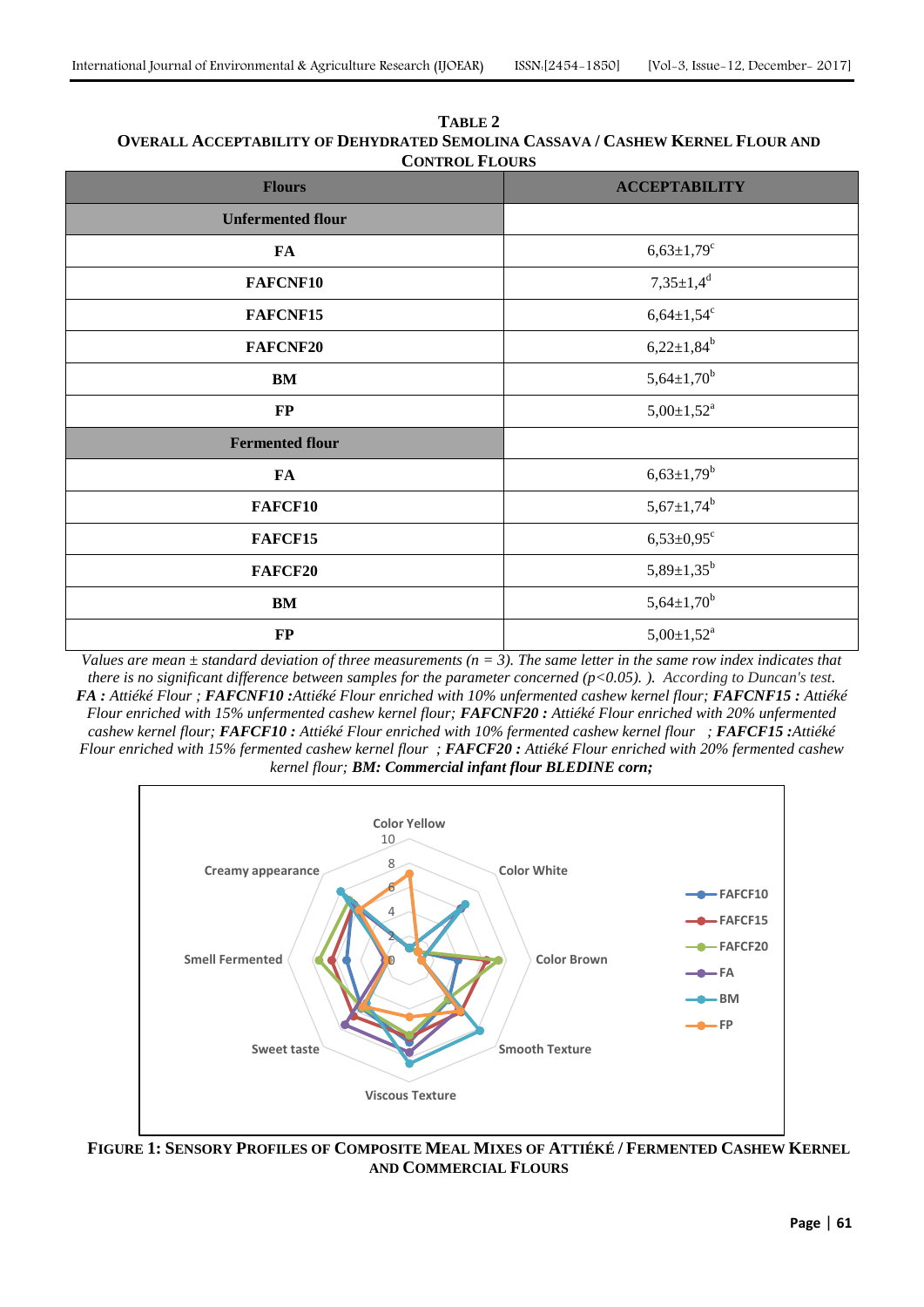**TABLE 2**
**OVERALL ACCEPTABILITY OF DEHYDRATED SEMOLINA CASSAVA / CASHEW KERNEL FLOUR AND CONTROL FLOURS**

| Flours | ACCEPTABILITY |
|---|---|
| **Unfermented flour** | |
| **FA** | 6,63±1,79[c] |
| **FAFCNF10** | 7,35±1,4[d] |
| **FAFCNF15** | 6,64±1,54[c] |
| **FAFCNF20** | 6,22±1,84[b] |
| **BM** | 5,64±1,70[b] |
| **FP** | 5,00±1,52[a] |
| **Fermented flour** | |
| **FA** | 6,63±1,79[b] |
| **FAFCF10** | 5,67±1,74[b] |
| **FAFCF15** | 6,53±0,95[c] |
| **FAFCF20** | 5,89±1,35[b] |
| **BM** | 5,64±1,70[b] |
| **FP** | 5,00±1,52[a] |

*Values are mean ± standard deviation of three measurements (n = 3). The same letter in the same row index indicates that there is no significant difference between samples for the parameter concerned (p<0.05). ). According to Duncan's test.* ***FA :*** *Attiéké Flour ;* ***FAFCNF10 :****Attiéké Flour enriched with 10% unfermented cashew kernel flour;* ***FAFCNF15 :*** *Attiéké Flour enriched with 15% unfermented cashew kernel flour;* ***FAFCNF20 :*** *Attiéké Flour enriched with 20% unfermented cashew kernel flour;* ***FAFCF10 :*** *Attiéké Flour enriched with 10% fermented cashew kernel flour ;* ***FAFCF15 :****Attiéké Flour enriched with 15% fermented cashew kernel flour ;* ***FAFCF20 :*** *Attiéké Flour enriched with 20% fermented cashew kernel flour;* ***BM: Commercial infant flour BLEDINE corn;***

**FIGURE 1: SENSORY PROFILES OF COMPOSITE MEAL MIXES OF ATTIÉKÉ / FERMENTED CASHEW KERNEL AND COMMERCIAL FLOURS**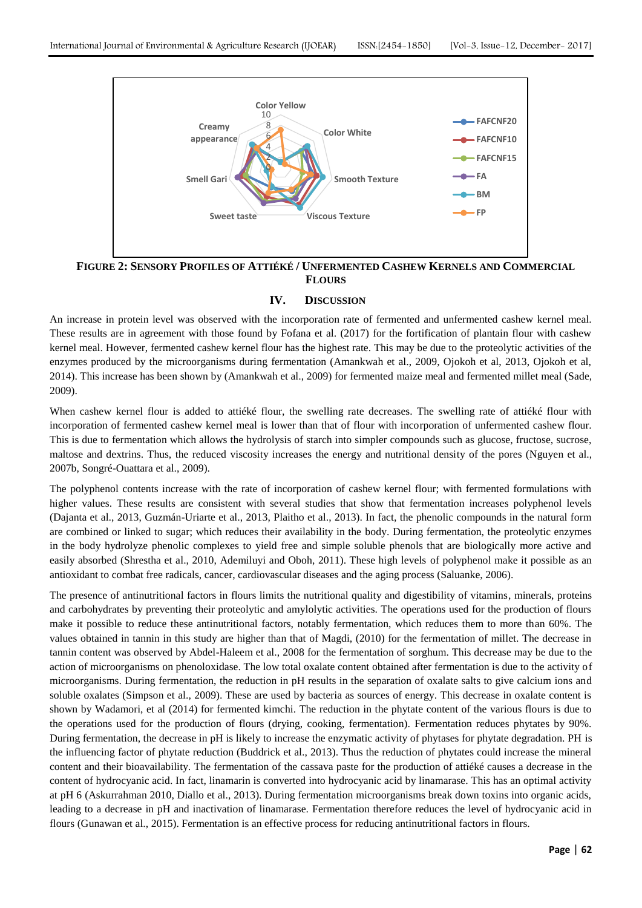**FIGURE 2: SENSORY PROFILES OF ATTIÉKÉ / UNFERMENTED CASHEW KERNELS AND COMMERCIAL FLOURS**

## IV. DISCUSSION

An increase in protein level was observed with the incorporation rate of fermented and unfermented cashew kernel meal. These results are in agreement with those found by Fofana et al. (2017) for the fortification of plantain flour with cashew kernel meal. However, fermented cashew kernel flour has the highest rate. This may be due to the proteolytic activities of the enzymes produced by the microorganisms during fermentation (Amankwah et al., 2009, Ojokoh et al, 2013, Ojokoh et al, 2014). This increase has been shown by (Amankwah et al., 2009) for fermented maize meal and fermented millet meal (Sade, 2009).

When cashew kernel flour is added to attiéké flour, the swelling rate decreases. The swelling rate of attiéké flour with incorporation of fermented cashew kernel meal is lower than that of flour with incorporation of unfermented cashew flour. This is due to fermentation which allows the hydrolysis of starch into simpler compounds such as glucose, fructose, sucrose, maltose and dextrins. Thus, the reduced viscosity increases the energy and nutritional density of the pores (Nguyen et al., 2007b, Songré-Ouattara et al., 2009).

The polyphenol contents increase with the rate of incorporation of cashew kernel flour; with fermented formulations with higher values. These results are consistent with several studies that show that fermentation increases polyphenol levels (Dajanta et al., 2013, Guzmán-Uriarte et al., 2013, Plaitho et al., 2013). In fact, the phenolic compounds in the natural form are combined or linked to sugar; which reduces their availability in the body. During fermentation, the proteolytic enzymes in the body hydrolyze phenolic complexes to yield free and simple soluble phenols that are biologically more active and easily absorbed (Shrestha et al., 2010, Ademiluyi and Oboh, 2011). These high levels of polyphenol make it possible as an antioxidant to combat free radicals, cancer, cardiovascular diseases and the aging process (Saluanke, 2006).

The presence of antinutritional factors in flours limits the nutritional quality and digestibility of vitamins, minerals, proteins and carbohydrates by preventing their proteolytic and amylolytic activities. The operations used for the production of flours make it possible to reduce these antinutritional factors, notably fermentation, which reduces them to more than 60%. The values obtained in tannin in this study are higher than that of Magdi, (2010) for the fermentation of millet. The decrease in tannin content was observed by Abdel-Haleem et al., 2008 for the fermentation of sorghum. This decrease may be due to the action of microorganisms on phenoloxidase. The low total oxalate content obtained after fermentation is due to the activity of microorganisms. During fermentation, the reduction in pH results in the separation of oxalate salts to give calcium ions and soluble oxalates (Simpson et al., 2009). These are used by bacteria as sources of energy. This decrease in oxalate content is shown by Wadamori, et al (2014) for fermented kimchi. The reduction in the phytate content of the various flours is due to the operations used for the production of flours (drying, cooking, fermentation). Fermentation reduces phytates by 90%. During fermentation, the decrease in pH is likely to increase the enzymatic activity of phytases for phytate degradation. PH is the influencing factor of phytate reduction (Buddrick et al., 2013). Thus the reduction of phytates could increase the mineral content and their bioavailability. The fermentation of the cassava paste for the production of attiéké causes a decrease in the content of hydrocyanic acid. In fact, linamarin is converted into hydrocyanic acid by linamarase. This has an optimal activity at pH 6 (Askurrahman 2010, Diallo et al., 2013). During fermentation microorganisms break down toxins into organic acids, leading to a decrease in pH and inactivation of linamarase. Fermentation therefore reduces the level of hydrocyanic acid in flours (Gunawan et al., 2015). Fermentation is an effective process for reducing antinutritional factors in flours.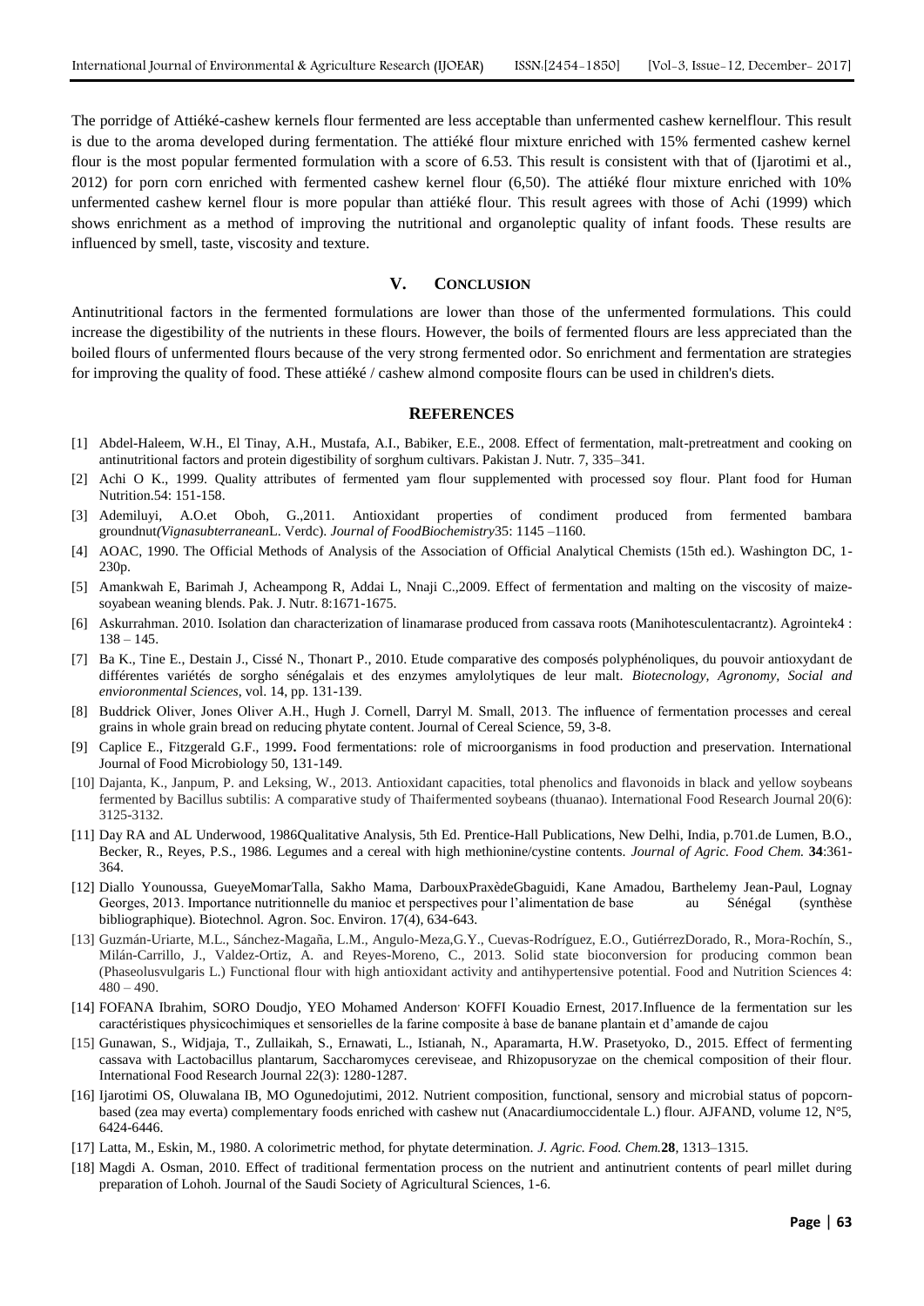The porridge of Attiéké-cashew kernels flour fermented are less acceptable than unfermented cashew kernelflour. This result is due to the aroma developed during fermentation. The attiéké flour mixture enriched with 15% fermented cashew kernel flour is the most popular fermented formulation with a score of 6.53. This result is consistent with that of (Ijarotimi et al., 2012) for porn corn enriched with fermented cashew kernel flour (6,50). The attiéké flour mixture enriched with 10% unfermented cashew kernel flour is more popular than attiéké flour. This result agrees with those of Achi (1999) which shows enrichment as a method of improving the nutritional and organoleptic quality of infant foods. These results are influenced by smell, taste, viscosity and texture.

## V. CONCLUSION

Antinutritional factors in the fermented formulations are lower than those of the unfermented formulations. This could increase the digestibility of the nutrients in these flours. However, the boils of fermented flours are less appreciated than the boiled flours of unfermented flours because of the very strong fermented odor. So enrichment and fermentation are strategies for improving the quality of food. These attiéké / cashew almond composite flours can be used in children's diets.

## REFERENCES

[1] Abdel-Haleem, W.H., El Tinay, A.H., Mustafa, A.I., Babiker, E.E., 2008. Effect of fermentation, malt-pretreatment and cooking on antinutritional factors and protein digestibility of sorghum cultivars. Pakistan J. Nutr. 7, 335–341.

[2] Achi O K., 1999. Quality attributes of fermented yam flour supplemented with processed soy flour. Plant food for Human Nutrition.54: 151-158.

[3] Ademiluyi, A.O.et Oboh, G.,2011. Antioxidant properties of condiment produced from fermented bambara groundnut*(Vignasubterranean*L. Verdc). *Journal of FoodBiochemistry*35: 1145 –1160.

[4] AOAC, 1990. The Official Methods of Analysis of the Association of Official Analytical Chemists (15th ed.). Washington DC, 1-230p.

[5] Amankwah E, Barimah J, Acheampong R, Addai L, Nnaji C.,2009. Effect of fermentation and malting on the viscosity of maize-soyabean weaning blends. Pak. J. Nutr. 8:1671-1675.

[6] Askurrahman. 2010. Isolation dan characterization of linamarase produced from cassava roots (Manihotesculentacrantz). Agrointek4 : 138 – 145.

[7] Ba K., Tine E., Destain J., Cissé N., Thonart P., 2010. Etude comparative des composés polyphénoliques, du pouvoir antioxydant de différentes variétés de sorgho sénégalais et des enzymes amylolytiques de leur malt. *Biotecnology, Agronomy, Social and envioronmental Sciences*, vol. 14, pp. 131-139.

[8] Buddrick Oliver, Jones Oliver A.H., Hugh J. Cornell, Darryl M. Small, 2013. The influence of fermentation processes and cereal grains in whole grain bread on reducing phytate content. Journal of Cereal Science, 59, 3-8.

[9] Caplice E., Fitzgerald G.F., 1999**.** Food fermentations: role of microorganisms in food production and preservation. International Journal of Food Microbiology 50, 131-149.

[10] Dajanta, K., Janpum, P. and Leksing, W., 2013. Antioxidant capacities, total phenolics and flavonoids in black and yellow soybeans fermented by Bacillus subtilis: A comparative study of Thaifermented soybeans (thuanao). International Food Research Journal 20(6): 3125-3132.

[11] Day RA and AL Underwood, 1986Qualitative Analysis, 5th Ed. Prentice-Hall Publications, New Delhi, India, p.701.de Lumen, B.O., Becker, R., Reyes, P.S., 1986. Legumes and a cereal with high methionine/cystine contents. *Journal of Agric. Food Chem.* **34**:361-364.

[12] Diallo Younoussa, GueyeMomarTalla, Sakho Mama, DarbouxPraxèdeGbaguidi, Kane Amadou, Barthelemy Jean-Paul, Lognay Georges, 2013. Importance nutritionnelle du manioc et perspectives pour l'alimentation de base au Sénégal (synthèse bibliographique). Biotechnol. Agron. Soc. Environ. 17(4), 634-643.

[13] Guzmán-Uriarte, M.L., Sánchez-Magaña, L.M., Angulo-Meza,G.Y., Cuevas-Rodríguez, E.O., GutiérrezDorado, R., Mora-Rochín, S., Milán-Carrillo, J., Valdez-Ortiz, A. and Reyes-Moreno, C., 2013. Solid state bioconversion for producing common bean (Phaseolusvulgaris L.) Functional flour with high antioxidant activity and antihypertensive potential. Food and Nutrition Sciences 4: 480 – 490.

[14] FOFANA Ibrahim, SORO Doudjo, YEO Mohamed Anderson, KOFFI Kouadio Ernest, 2017.Influence de la fermentation sur les caractéristiques physicochimiques et sensorielles de la farine composite à base de banane plantain et d'amande de cajou

[15] Gunawan, S., Widjaja, T., Zullaikah, S., Ernawati, L., Istianah, N., Aparamarta, H.W. Prasetyoko, D., 2015. Effect of fermenting cassava with Lactobacillus plantarum, Saccharomyces cereviseae, and Rhizopusoryzae on the chemical composition of their flour. International Food Research Journal 22(3): 1280-1287.

[16] Ijarotimi OS, Oluwalana IB, MO Ogunedojutimi, 2012. Nutrient composition, functional, sensory and microbial status of popcorn-based (zea may everta) complementary foods enriched with cashew nut (Anacardiumoccidentale L.) flour. AJFAND, volume 12, N°5, 6424-6446.

[17] Latta, M., Eskin, M., 1980. A colorimetric method, for phytate determination. *J. Agric. Food. Chem.***28**, 1313–1315.

[18] Magdi A. Osman, 2010. Effect of traditional fermentation process on the nutrient and antinutrient contents of pearl millet during preparation of Lohoh. Journal of the Saudi Society of Agricultural Sciences, 1-6.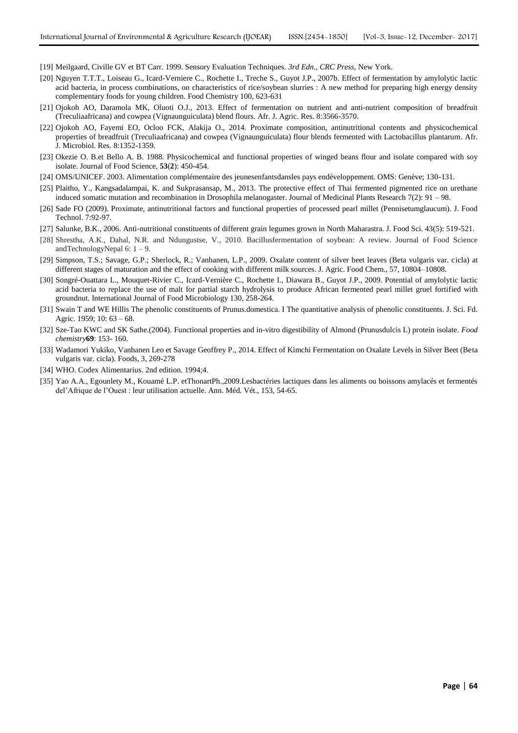[19] Meilgaard, Civille GV et BT Carr. 1999. Sensory Evaluation Techniques. *3rd Edn., CRC Press*, New York.

[20] Nguyen T.T.T., Loiseau G., Icard-Verniere C., Rochette I., Treche S., Guyot J.P., 2007b. Effect of fermentation by amylolytic lactic acid bacteria, in process combinations, on characteristics of rice/soybean slurries : A new method for preparing high energy density complementary foods for young children. Food Chemistry 100, 623-631

[21] Ojokoh AO, Daramola MK, Oluoti O.J., 2013. Effect of fermentation on nutrient and anti-nutrient composition of breadfruit (Treculiaafricana) and cowpea (Vignaunguiculata) blend flours. Afr. J. Agric. Res. 8:3566-3570.

[22] Ojokoh AO, Fayemi EO, Ocloo FCK, Alakija O., 2014. Proximate composition, antinutritional contents and physicochemical properties of breadfruit (Treculiaafricana) and cowpea (Vignaunguiculata) flour blends fermented with Lactobacillus plantarum. Afr. J. Microbiol. Res. 8:1352-1359.

[23] Okezie O. B.et Bello A. B. 1988. Physicochemical and functional properties of winged beans flour and isolate compared with soy isolate. Journal of Food Science, **53(2)**: 450-454.

[24] OMS/UNICEF. 2003. Alimentation complémentaire des jeunesenfantsdansles pays endéveloppement. OMS: Genève; 130-131.

[25] Plaitho, Y., Kangsadalampai, K. and Sukprasansap, M., 2013. The protective effect of Thai fermented pigmented rice on urethane induced somatic mutation and recombination in Drosophila melanogaster. Journal of Medicinal Plants Research 7(2): 91 – 98.

[26] Sade FO (2009). Proximate, antinutritional factors and functional properties of processed pearl millet (Pennisetumglaucum). J. Food Technol. 7:92-97.

[27] Salunke, B.K., 2006. Anti-nutritional constituents of different grain legumes grown in North Maharastra. J. Food Sci. 43(5): 519-521.

[28] Shrestha, A.K., Dahal, N.R. and Ndungustse, V., 2010. Bacillusfermentation of soybean: A review. Journal of Food Science andTechnologyNepal 6: 1 – 9.

[29] Simpson, T.S.; Savage, G.P.; Sherlock, R.; Vanhanen, L.P., 2009. Oxalate content of silver beet leaves (Beta vulgaris var. cicla) at different stages of maturation and the effect of cooking with different milk sources. J. Agric. Food Chem., 57, 10804–10808.

[30] Songré-Ouattara L., Mouquet-Rivier C., Icard-Vernière C., Rochette I., Diawara B., Guyot J.P., 2009. Potential of amylolytic lactic acid bacteria to replace the use of malt for partial starch hydrolysis to produce African fermented pearl millet gruel fortified with groundnut. International Journal of Food Microbiology 130, 258-264.

[31] Swain T and WE Hillis The phenolic constituents of Prunus.domestica. I The quantitative analysis of phenolic constituents. J. Sci. Fd. Agric. 1959; 10: 63 – 68.

[32] Sze-Tao KWC and SK Sathe.(2004). Functional properties and in-vitro digestibility of Almond (Prunusdulcis L) protein isolate. *Food chemistry***69**: 153- 160.

[33] Wadamori Yukiko, Vanhanen Leo et Savage Geoffrey P., 2014. Effect of Kimchi Fermentation on Oxalate Levels in Silver Beet (Beta vulgaris var. cicla). Foods, 3, 269-278

[34] WHO. Codex Alimentarius. 2nd edition. 1994;4.

[35] Yao A.A., Egounlety M., Kouamé L.P. etThonartPh.,2009.Lesbactéries lactiques dans les aliments ou boissons amylacés et fermentés del'Afrique de l'Ouest : leur utilisation actuelle. Ann. Méd. Vét., 153, 54-65.